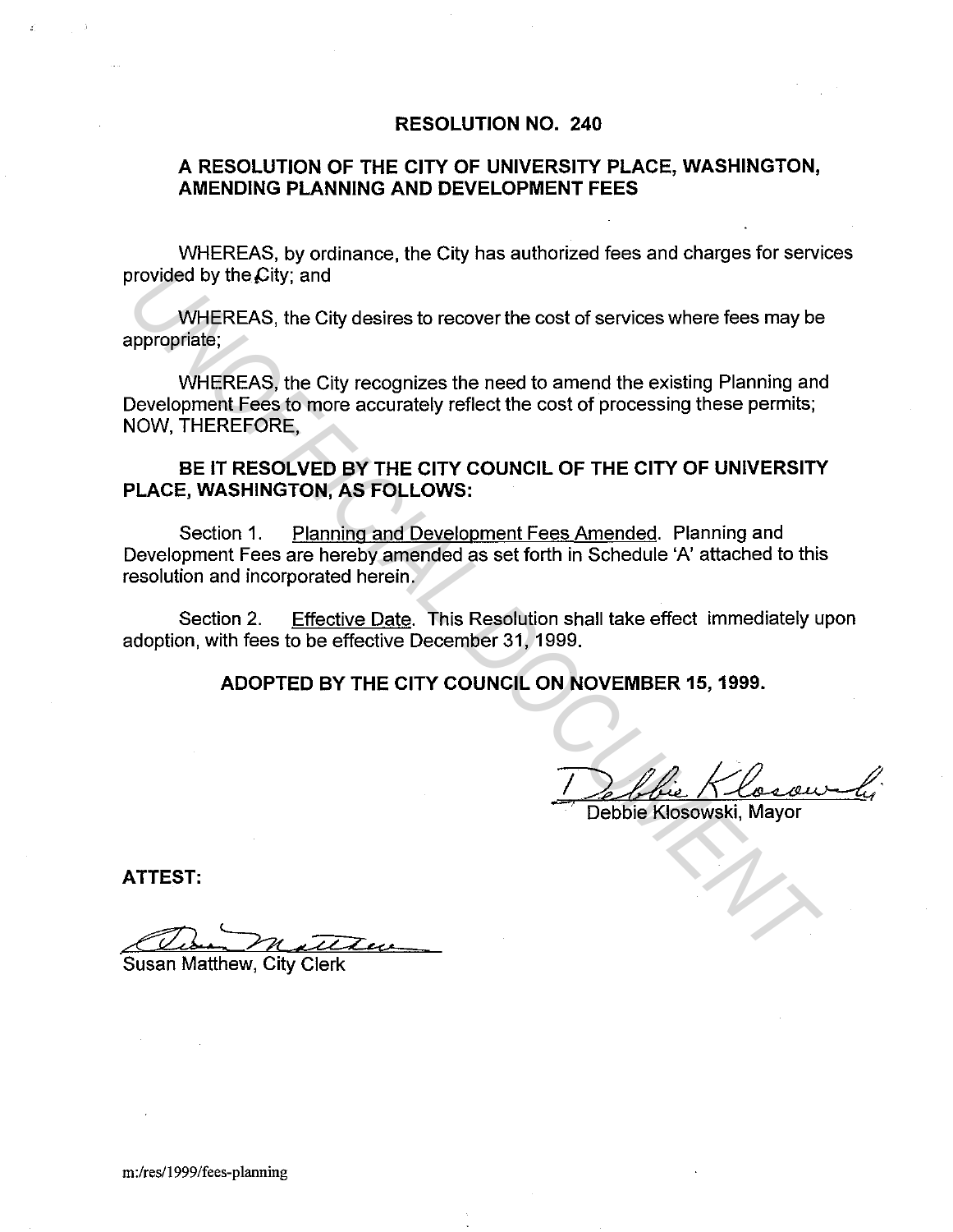# RESOLUTION NO. 240

## A RESOLUTION OF THE CITY OF UNIVERSITY PLACE, WASHINGTON, AMENDING PLANNING AND DEVELOPMENT FEES

WHEREAS, by ordinance, the City has authorized fees and charges for services provided by the City; and

WHEREAS, the City desires to recover the cost of services where fees may be appropriate;

WHEREAS, the City recognizes the need to amend the existing Planning and Development Fees to more accurately reflect the cost of processing these permits; NOW, THEREFORE,

**BE IT RESOLVED BY THE CITY COUNCIL OF THE CITY OF UNIVERSITY PLACE, WASHINGTON, AS FOLLOWS:**

Section 1. Planning and Development Fees Amended. Planning and Development Fees are hereby amended as set forth in Schedule 'A' attached to this resolution and incorporated herein.

Section 2. Effective Date. This Resolution shall take effect immediately upon adoption, with fees to be effective December 31, 1999.

**ADOPTED BY THE CITY COUNCIL ON NOVEMBER 15, 1999.**

Debbie Klosowski, Mayor

**ATTEST:**

Susan Matthew, City Clerk

m:/res/1999/fees-planning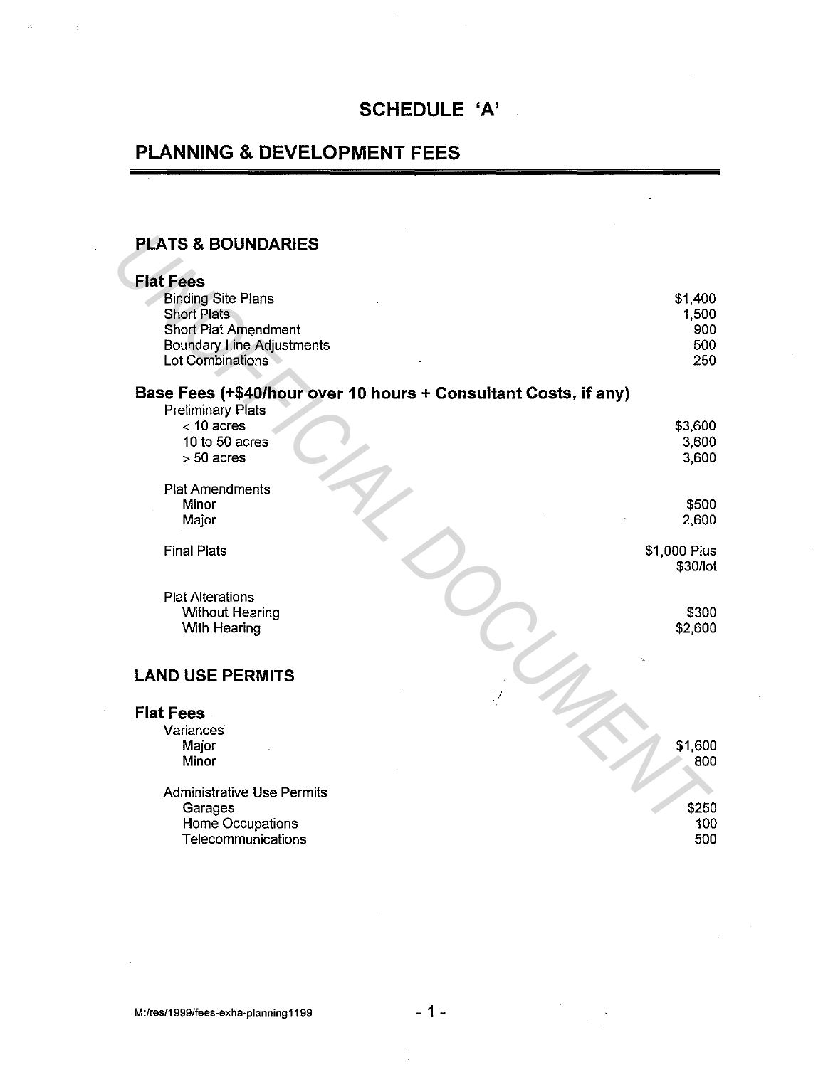# SCHEDULE 'A'

## PLANNING & DEVELOPMENT FEES

### PLATS & BOUNDARIES

**Flat Fees**

| | |
|---|---|
| Binding Site Plans | $1,400 |
| Short Plats | 1,500 |
| Short Plat Amendment | 900 |
| Boundary Line Adjustments | 500 |
| Lot Combinations | 250 |

**Base Fees (+$40/hour over 10 hours + Consultant Costs, if any)**

| | |
|---|---|
| Preliminary Plats | |
| < 10 acres | $3,600 |
| 10 to 50 acres | 3,600 |
| > 50 acres | 3,600 |
| Plat Amendments | |
| Minor | $500 |
| Major | 2,600 |
| Final Plats | $1,000 Plus $30/lot |
| Plat Alterations | |
| Without Hearing | $300 |
| With Hearing | $2,600 |

### LAND USE PERMITS

**Flat Fees**

| | |
|---|---|
| Variances | |
| Major | $1,600 |
| Minor | 800 |
| Administrative Use Permits | |
| Garages | $250 |
| Home Occupations | 100 |
| Telecommunications | 500 |

M:/res/1999/fees-exha-planning1199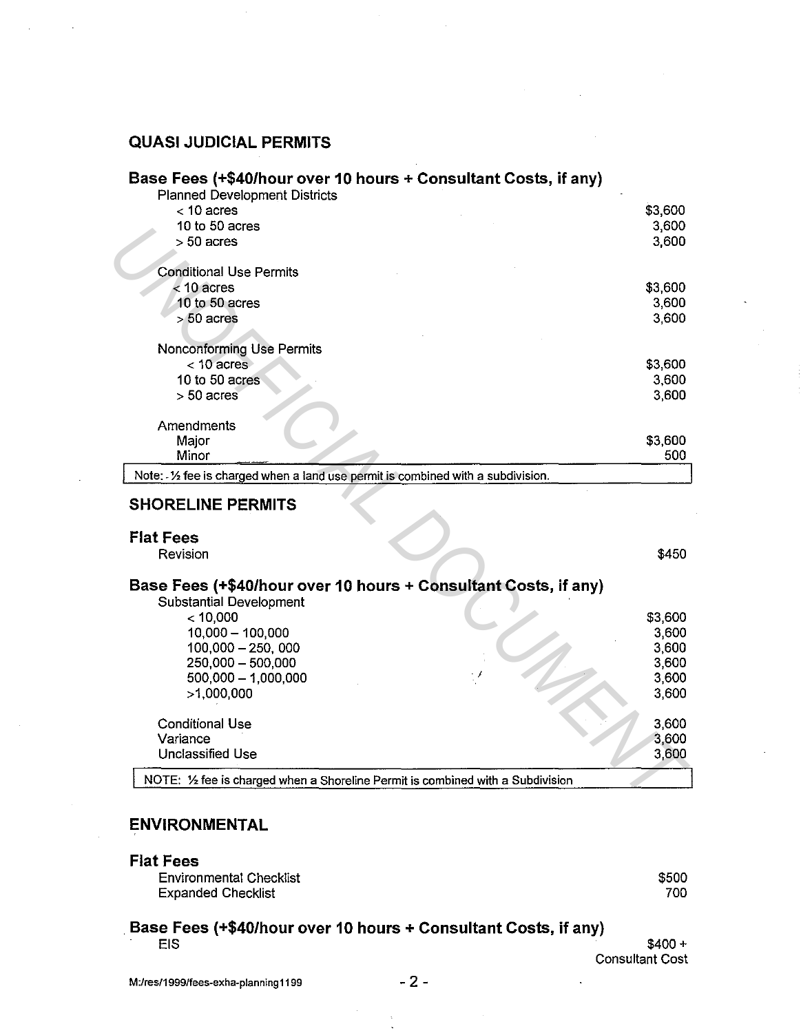## QUASI JUDICIAL PERMITS

### Base Fees (+$40/hour over 10 hours + Consultant Costs, if any)

| | |
|---|---|
| Planned Development Districts | |
| < 10 acres | $3,600 |
| 10 to 50 acres | 3,600 |
| > 50 acres | 3,600 |
| | |
| Conditional Use Permits | |
| < 10 acres | $3,600 |
| 10 to 50 acres | 3,600 |
| > 50 acres | 3,600 |
| | |
| Nonconforming Use Permits | |
| < 10 acres | $3,600 |
| 10 to 50 acres | 3,600 |
| > 50 acres | 3,600 |
| | |
| Amendments | |
| Major | $3,600 |
| Minor | 500 |

Note: ½ fee is charged when a land use permit is combined with a subdivision.

## SHORELINE PERMITS

### Flat Fees

| | |
|---|---|
| Revision | $450 |

### Base Fees (+$40/hour over 10 hours + Consultant Costs, if any)

| | |
|---|---|
| Substantial Development | |
| < 10,000 | $3,600 |
| 10,000 – 100,000 | 3,600 |
| 100,000 – 250, 000 | 3,600 |
| 250,000 – 500,000 | 3,600 |
| 500,000 – 1,000,000 | 3,600 |
| >1,000,000 | 3,600 |
| | |
| Conditional Use | 3,600 |
| Variance | 3,600 |
| Unclassified Use | 3,600 |

NOTE: ½ fee is charged when a Shoreline Permit is combined with a Subdivision

## ENVIRONMENTAL

### Flat Fees

| | |
|---|---|
| Environmental Checklist | $500 |
| Expanded Checklist | 700 |

### Base Fees (+$40/hour over 10 hours + Consultant Costs, if any)

| | |
|---|---|
| EIS | $400 + Consultant Cost |

M:/res/1999/fees-exha-planning1199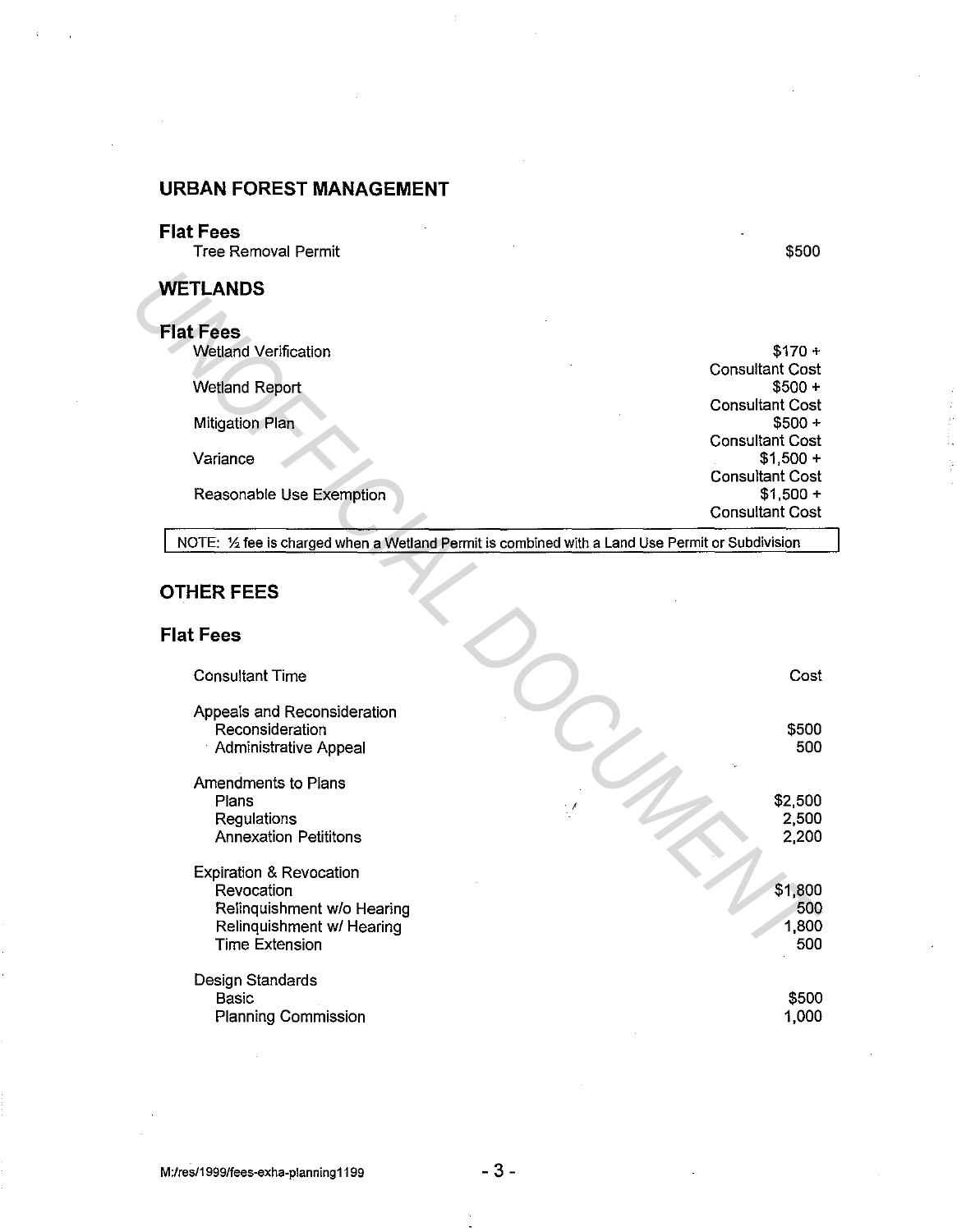## URBAN FOREST MANAGEMENT

### Flat Fees

| | |
|---|---|
| Tree Removal Permit | $500 |

## WETLANDS

### Flat Fees

| | |
|---|---|
| Wetland Verification | $170 + Consultant Cost |
| Wetland Report | $500 + Consultant Cost |
| Mitigation Plan | $500 + Consultant Cost |
| Variance | $1,500 + Consultant Cost |
| Reasonable Use Exemption | $1,500 + Consultant Cost |

NOTE: ½ fee is charged when a Wetland Permit is combined with a Land Use Permit or Subdivision

## OTHER FEES

### Flat Fees

| | |
|---|---|
| Consultant Time | Cost |
| **Appeals and Reconsideration** | |
| Reconsideration | $500 |
| Administrative Appeal | 500 |
| **Amendments to Plans** | |
| Plans | $2,500 |
| Regulations | 2,500 |
| Annexation Petititons | 2,200 |
| **Expiration & Revocation** | |
| Revocation | $1,800 |
| Relinquishment w/o Hearing | 500 |
| Relinquishment w/ Hearing | 1,800 |
| Time Extension | 500 |
| **Design Standards** | |
| Basic | $500 |
| Planning Commission | 1,000 |

M:/res/1999/fees-exha-planning1199